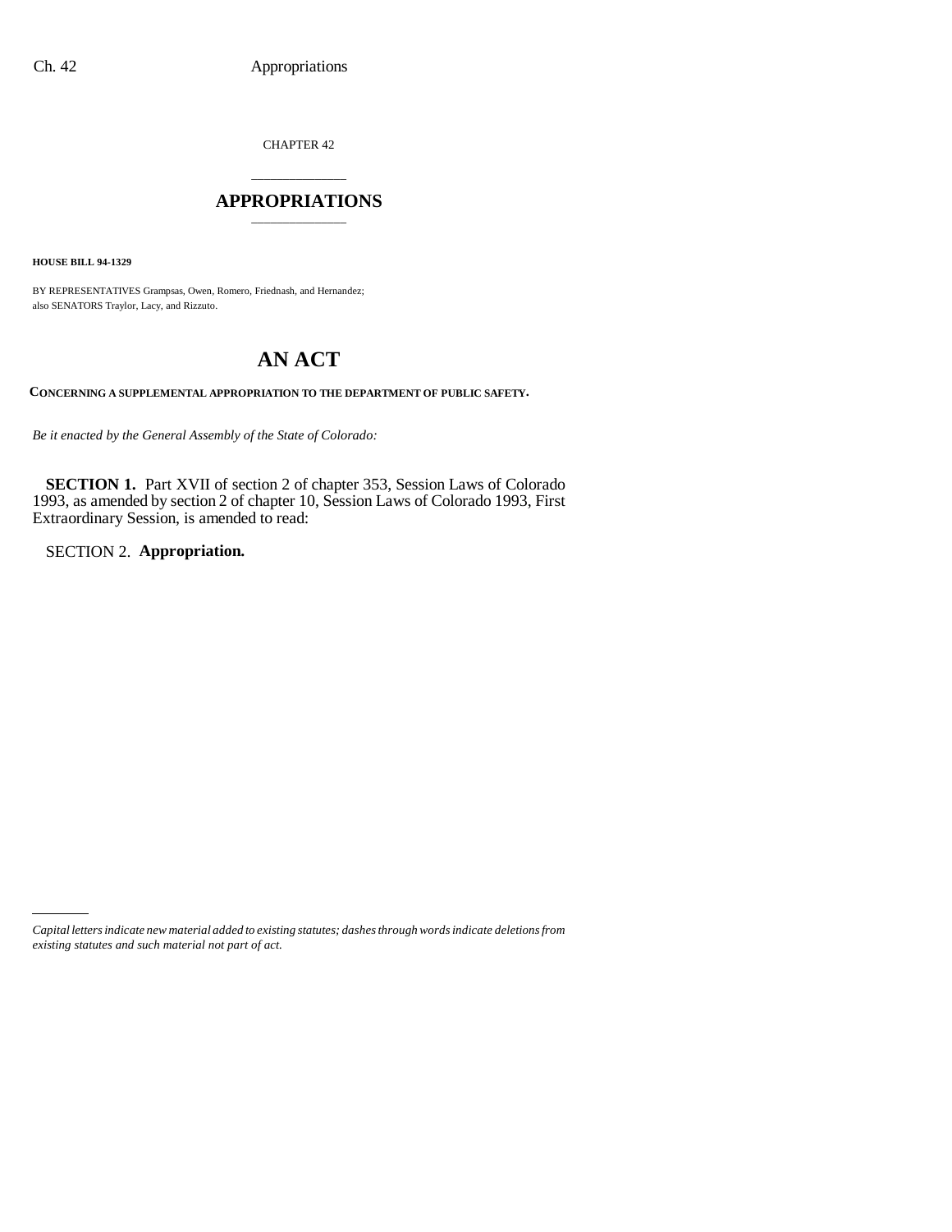CHAPTER 42

# APPROPRIATIONS

**HOUSE BILL 94-1329**

BY REPRESENTATIVES Grampsas, Owen, Romero, Friednash, and Hernandez;
also SENATORS Traylor, Lacy, and Rizzuto.

# AN ACT

**CONCERNING A SUPPLEMENTAL APPROPRIATION TO THE DEPARTMENT OF PUBLIC SAFETY.**

*Be it enacted by the General Assembly of the State of Colorado:*

**SECTION 1.** Part XVII of section 2 of chapter 353, Session Laws of Colorado 1993, as amended by section 2 of chapter 10, Session Laws of Colorado 1993, First Extraordinary Session, is amended to read:

SECTION 2. **Appropriation.**

---

*Capital letters indicate new material added to existing statutes; dashes through words indicate deletions from existing statutes and such material not part of act.*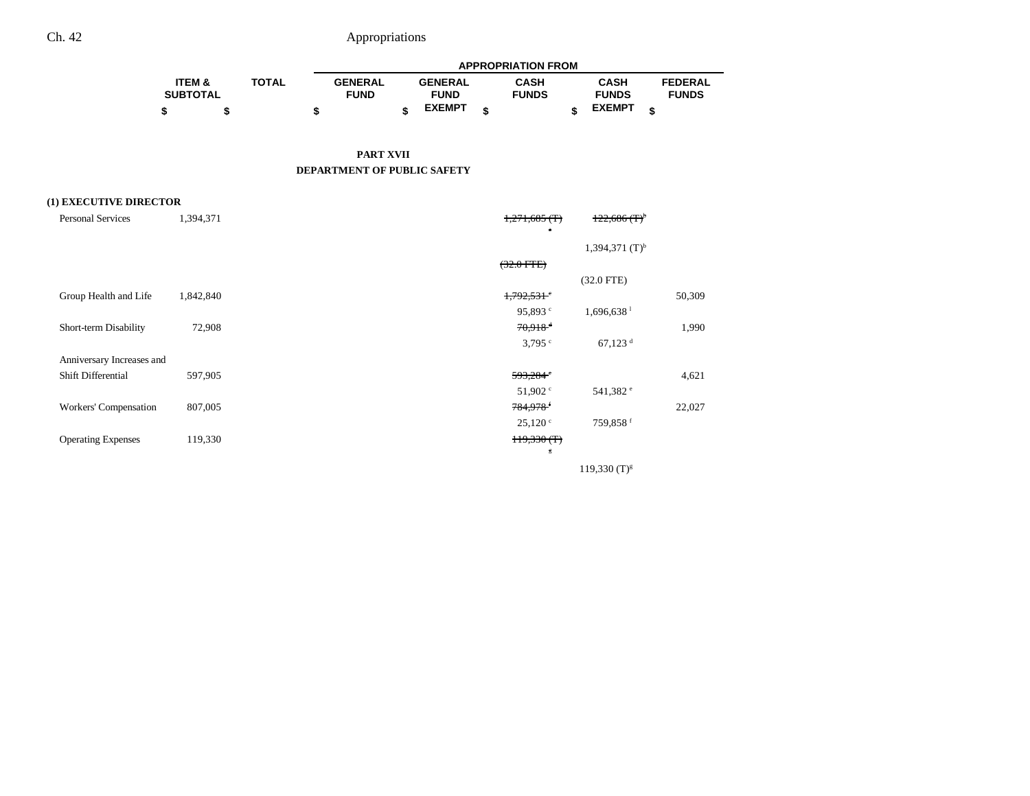## PART XVII
## DEPARTMENT OF PUBLIC SAFETY

| | ITEM & SUBTOTAL | TOTAL | GENERAL FUND | GENERAL FUND EXEMPT | CASH FUNDS | CASH FUNDS EXEMPT | FEDERAL FUNDS |
|---|---|---|---|---|---|---|---|
| | $ | $ | $ | $ | $ | $ | $ |
| **(1) EXECUTIVE DIRECTOR** | | | | | | | |
| Personal Services | 1,394,371 | | | | ~~1,271,685 (T)[a]~~ | ~~122,686 (T)[b]~~ | |
| | | | | | | 1,394,371 (T)[b] | |
| | | | | | ~~(32.0 FTE)~~ | | |
| | | | | | | (32.0 FTE) | |
| Group Health and Life | 1,842,840 | | | | ~~1,792,531[c]~~ | | 50,309 |
| | | | | | 95,893[c] | 1,696,638[l] | |
| Short-term Disability | 72,908 | | | | ~~70,918[d]~~ | | 1,990 |
| | | | | | 3,795[c] | 67,123[d] | |
| Anniversary Increases and Shift Differential | 597,905 | | | | ~~593,284[e]~~ | | 4,621 |
| | | | | | 51,902[c] | 541,382[e] | |
| Workers' Compensation | 807,005 | | | | ~~784,978[f]~~ | | 22,027 |
| | | | | | 25,120[c] | 759,858[f] | |
| Operating Expenses | 119,330 | | | | ~~119,330 (T)[g]~~ | | |
| | | | | | | 119,330 (T)[g] | |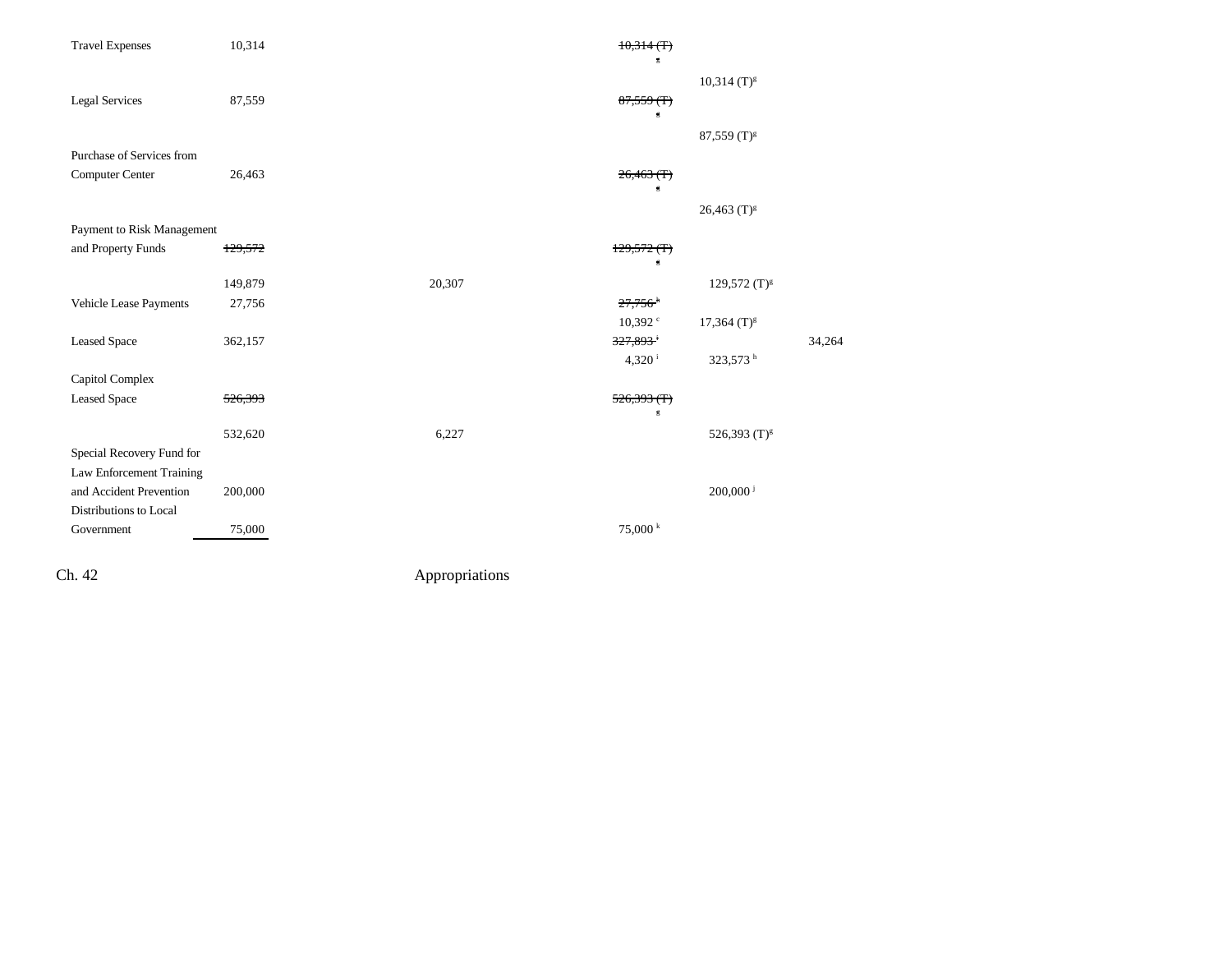| | | | | | | | |
|---|---|---|---|---|---|---|---|
| Travel Expenses | 10,314 | | | ~~10,314 (T)~~ [g] | | | |
| | | | | | 10,314 (T)[g] | | |
| Legal Services | 87,559 | | | ~~87,559 (T)~~ [g] | | | |
| | | | | | 87,559 (T)[g] | | |
| Purchase of Services from Computer Center | 26,463 | | | ~~26,463 (T)~~ [g] | | | |
| | | | | | 26,463 (T)[g] | | |
| Payment to Risk Management and Property Funds | ~~129,572~~ | | | ~~129,572 (T)~~ [g] | | | |
| | 149,879 | 20,307 | | | 129,572 (T)[g] | | |
| Vehicle Lease Payments | 27,756 | | | ~~27,756~~ [h] | | | |
| | | | | 10,392 [c] | 17,364 (T)[g] | | |
| Leased Space | 362,157 | | | ~~327,893~~ [i] | | 34,264 | |
| | | | | 4,320 [i] | 323,573 [h] | | |
| Capitol Complex Leased Space | ~~526,393~~ | | | ~~526,393 (T)~~ [g] | | | |
| | 532,620 | 6,227 | | | 526,393 (T)[g] | | |
| Special Recovery Fund for Law Enforcement Training and Accident Prevention | 200,000 | | | | 200,000 [j] | | |
| Distributions to Local Government | 75,000 | | | 75,000 [k] | | | |

Ch. 42 Appropriations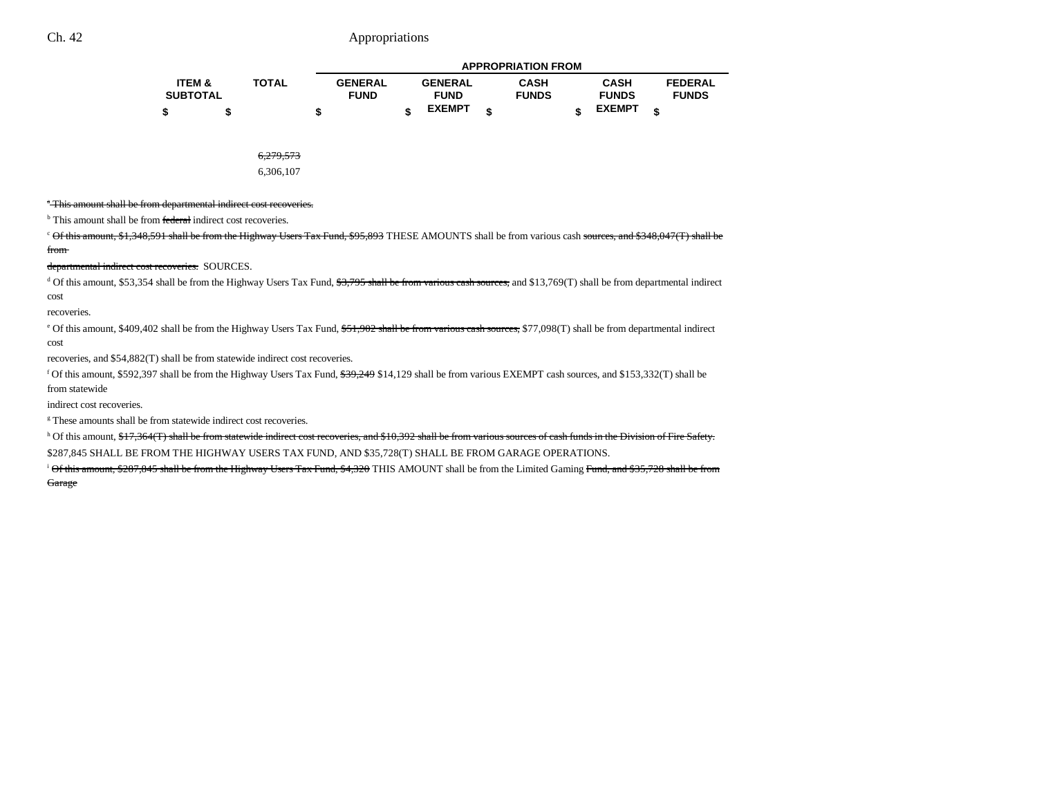| ITEM & SUBTOTAL | TOTAL | GENERAL FUND | GENERAL FUND EXEMPT | CASH FUNDS | CASH FUNDS EXEMPT | FEDERAL FUNDS |
|---|---|---|---|---|---|---|
| $ | $ | $ | $ | $ | $ | $ |
| | ~~6,279,573~~ | | | | | |
| | 6,306,107 | | | | | |

[a] ~~This amount shall be from departmental indirect cost recoveries.~~

[b] This amount shall be from ~~federal~~ indirect cost recoveries.

[c] ~~Of this amount, $1,348,591 shall be from the Highway Users Tax Fund, $95,893~~ THESE AMOUNTS shall be from various cash ~~sources, and $348,047(T) shall be from departmental indirect cost recoveries.~~ SOURCES.

[d] Of this amount, $53,354 shall be from the Highway Users Tax Fund, ~~$3,795 shall be from various cash sources,~~ and $13,769(T) shall be from departmental indirect cost recoveries.

[e] Of this amount, $409,402 shall be from the Highway Users Tax Fund, ~~$51,902 shall be from various cash sources,~~ $77,098(T) shall be from departmental indirect cost recoveries, and $54,882(T) shall be from statewide indirect cost recoveries.

[f] Of this amount, $592,397 shall be from the Highway Users Tax Fund, ~~$39,249~~ $14,129 shall be from various EXEMPT cash sources, and $153,332(T) shall be from statewide indirect cost recoveries.

[g] These amounts shall be from statewide indirect cost recoveries.

[h] Of this amount, ~~$17,364(T) shall be from statewide indirect cost recoveries, and $10,392 shall be from various sources of cash funds in the Division of Fire Safety.~~ $287,845 SHALL BE FROM THE HIGHWAY USERS TAX FUND, AND $35,728(T) SHALL BE FROM GARAGE OPERATIONS.

[i] ~~Of this amount, $287,845 shall be from the Highway Users Tax Fund, $4,320~~ THIS AMOUNT shall be from the Limited Gaming ~~Fund, and $35,728 shall be from Garage~~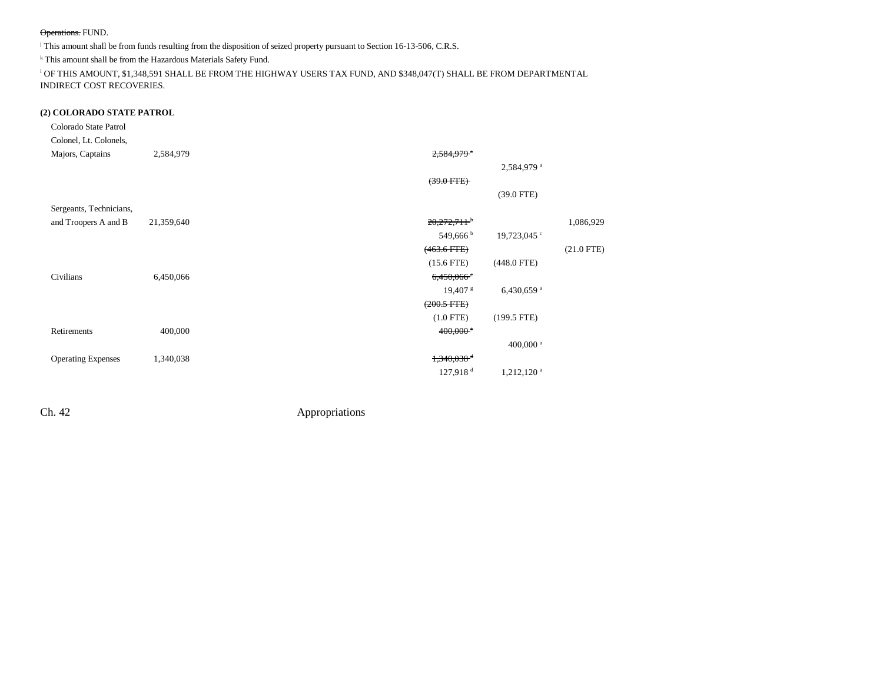~~Operations.~~ FUND.

[j] This amount shall be from funds resulting from the disposition of seized property pursuant to Section 16-13-506, C.R.S.

[k] This amount shall be from the Hazardous Materials Safety Fund.

[l] OF THIS AMOUNT, $1,348,591 SHALL BE FROM THE HIGHWAY USERS TAX FUND, AND $348,047(T) SHALL BE FROM DEPARTMENTAL INDIRECT COST RECOVERIES.

**(2) COLORADO STATE PATROL**

| | | | | |
|---|---|---|---|---|
| Colorado State Patrol Colonel, Lt. Colonels, Majors, Captains | 2,584,979 | ~~2,584,979 [a]~~ | | |
| | | | 2,584,979 [a] | |
| | | ~~(39.0 FTE)~~ | | |
| | | | (39.0 FTE) | |
| Sergeants, Technicians, and Troopers A and B | 21,359,640 | ~~20,272,711 [b]~~ | | 1,086,929 |
| | | 549,666 [b] | 19,723,045 [c] | |
| | | ~~(463.6 FTE)~~ | | (21.0 FTE) |
| | | (15.6 FTE) | (448.0 FTE) | |
| Civilians | 6,450,066 | ~~6,450,066 [e]~~ | | |
| | | 19,407 [g] | 6,430,659 [a] | |
| | | ~~(200.5 FTE)~~ | | |
| | | (1.0 FTE) | (199.5 FTE) | |
| Retirements | 400,000 | ~~400,000 [a]~~ | | |
| | | | 400,000 [a] | |
| Operating Expenses | 1,340,038 | ~~1,340,038 [d]~~ | | |
| | | 127,918 [d] | 1,212,120 [a] | |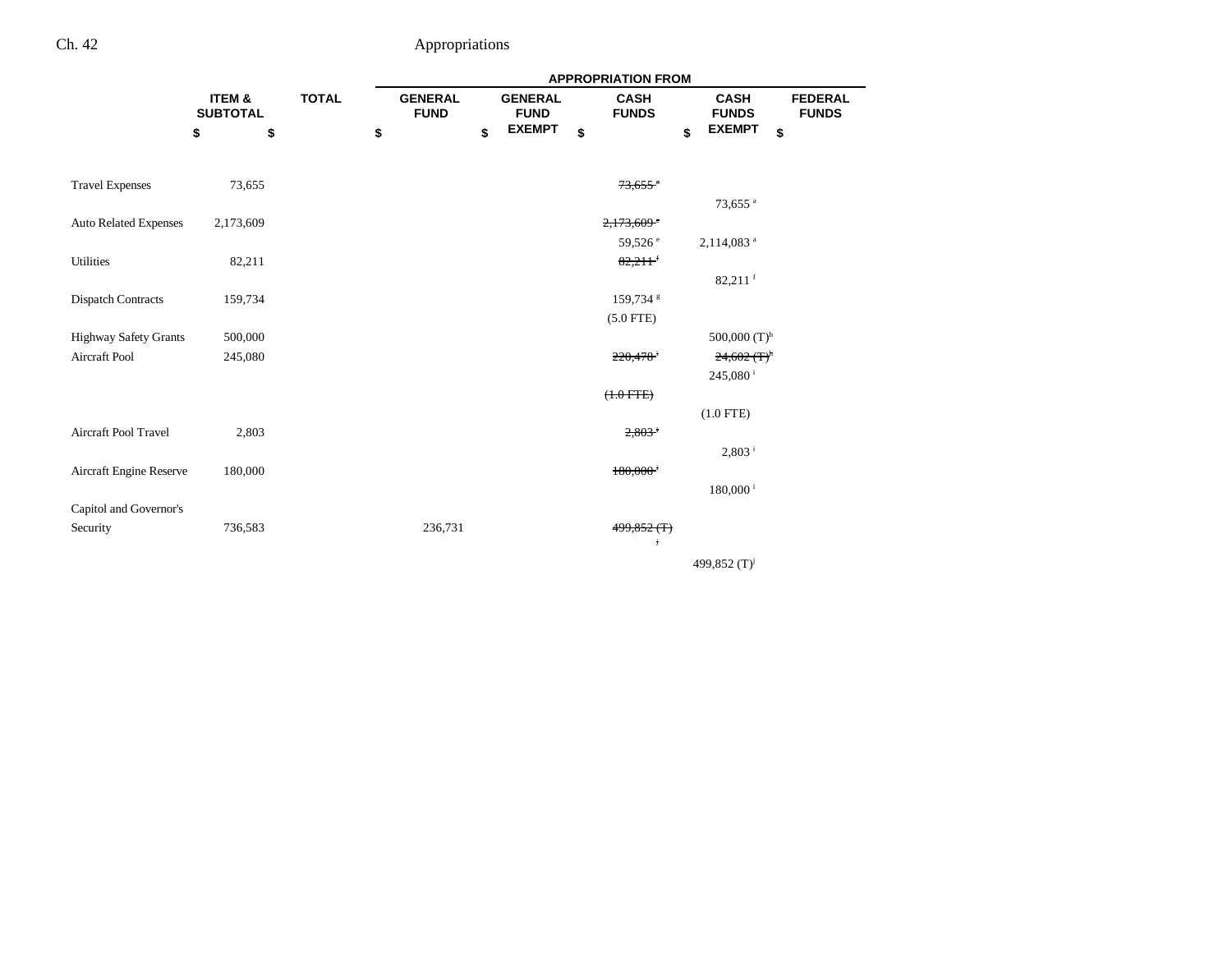| | ITEM & SUBTOTAL | TOTAL | GENERAL FUND | GENERAL FUND EXEMPT | CASH FUNDS | CASH FUNDS EXEMPT | FEDERAL FUNDS |
|---|---|---|---|---|---|---|---|
| | | | APPROPRIATION FROM | | | | |
| | $ | $ | $ | $ | $ | $ | $ |
| Travel Expenses | 73,655 | | | | ~~73,655 ᵃ~~ | | |
| | | | | | | 73,655 [a] | |
| Auto Related Expenses | 2,173,609 | | | | ~~2,173,609 ᵃ~~ | | |
| | | | | | 59,526 [e] | 2,114,083 [a] | |
| Utilities | 82,211 | | | | ~~82,211 ᶠ~~ | | |
| | | | | | | 82,211 [f] | |
| Dispatch Contracts | 159,734 | | | | 159,734 [g] | | |
| | | | | | (5.0 FTE) | | |
| Highway Safety Grants | 500,000 | | | | | 500,000 (T)[h] | |
| Aircraft Pool | 245,080 | | | | ~~220,478 ⁱ~~ | ~~24,602 (T)ʰ~~ | |
| | | | | | | 245,080 [i] | |
| | | | | | ~~(1.0 FTE)~~ | | |
| | | | | | | (1.0 FTE) | |
| Aircraft Pool Travel | 2,803 | | | | ~~2,803 ⁱ~~ | | |
| | | | | | | 2,803 [i] | |
| Aircraft Engine Reserve | 180,000 | | | | ~~180,000 ⁱ~~ | | |
| | | | | | | 180,000 [i] | |
| Capitol and Governor's Security | 736,583 | | 236,731 | | ~~499,852 (T) ʲ~~ | | |
| | | | | | | 499,852 (T)[j] | |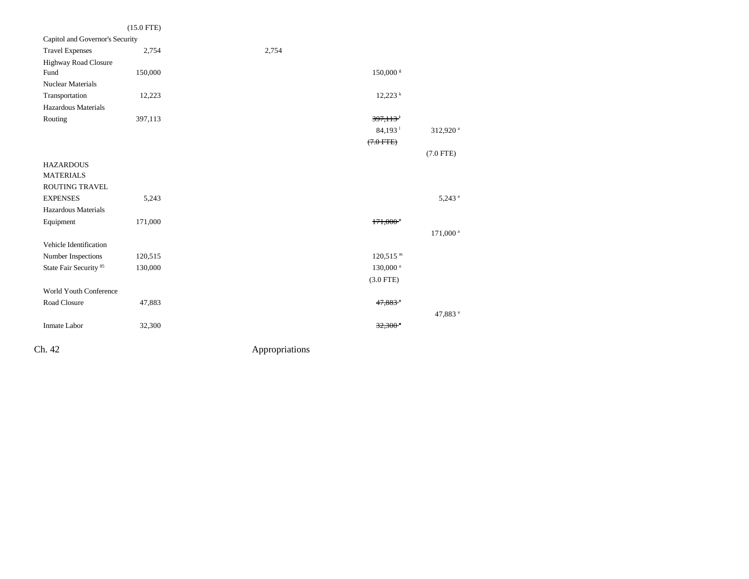| | | | | | |
|---|---|---|---|---|---|
| | (15.0 FTE) | | | | |
| Capitol and Governor's Security Travel Expenses | 2,754 | 2,754 | | | |
| Highway Road Closure Fund | 150,000 | | | 150,000[g] | |
| Nuclear Materials Transportation | 12,223 | | | 12,223[k] | |
| Hazardous Materials Routing | 397,113 | | | ~~397,113[l]~~ | |
| | | | | 84,193[l] | 312,920[a] |
| | | | | ~~(7.0 FTE)~~ | |
| | | | | | (7.0 FTE) |
| HAZARDOUS MATERIALS ROUTING TRAVEL EXPENSES | 5,243 | | | | 5,243[a] |
| Hazardous Materials Equipment | 171,000 | | | ~~171,000[a]~~ | |
| | | | | | 171,000[a] |
| Vehicle Identification Number Inspections | 120,515 | | | 120,515[m] | |
| State Fair Security[85] | 130,000 | | | 130,000[n] | |
| | | | | (3.0 FTE) | |
| World Youth Conference Road Closure | 47,883 | | | ~~47,883[a]~~ | |
| | | | | | 47,883[a] |
| Inmate Labor | 32,300 | | | ~~32,300[a]~~ | |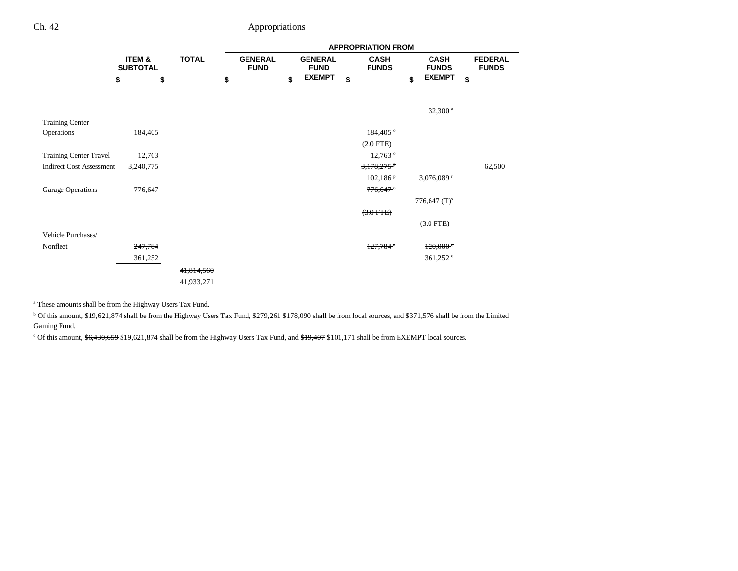| | ITEM & SUBTOTAL | TOTAL | GENERAL FUND | GENERAL FUND EXEMPT | CASH FUNDS | CASH FUNDS EXEMPT | FEDERAL FUNDS |
|---|---|---|---|---|---|---|---|
| | $ | $ | $ | $ | $ | $ | $ |
| | | | | | | 32,300 [a] | |
| Training Center Operations | 184,405 | | | | 184,405 [o] | | |
| | | | | | (2.0 FTE) | | |
| Training Center Travel | 12,763 | | | | 12,763 [o] | | |
| Indirect Cost Assessment | 3,240,775 | | | | ~~3,178,275 [p]~~ | | 62,500 |
| | | | | | 102,186 [p] | 3,076,089 [r] | |
| Garage Operations | 776,647 | | | | ~~776,647 [q]~~ | | |
| | | | | | | 776,647 (T)[s] | |
| | | | | | ~~(3.0 FTE)~~ | | |
| | | | | | | (3.0 FTE) | |
| Vehicle Purchases/ Nonfleet | ~~247,784~~ | | | | ~~127,784 [a]~~ | ~~120,000 [q]~~ | |
| | 361,252 | | | | | 361,252 [q] | |
| | | ~~41,814,560~~ | | | | | |
| | | 41,933,271 | | | | | |

[a] These amounts shall be from the Highway Users Tax Fund.

[b] Of this amount, ~~$19,621,874 shall be from the Highway Users Tax Fund, $279,261~~ $178,090 shall be from local sources, and $371,576 shall be from the Limited Gaming Fund.

[c] Of this amount, ~~$6,430,659~~ $19,621,874 shall be from the Highway Users Tax Fund, and ~~$19,407~~ $101,171 shall be from EXEMPT local sources.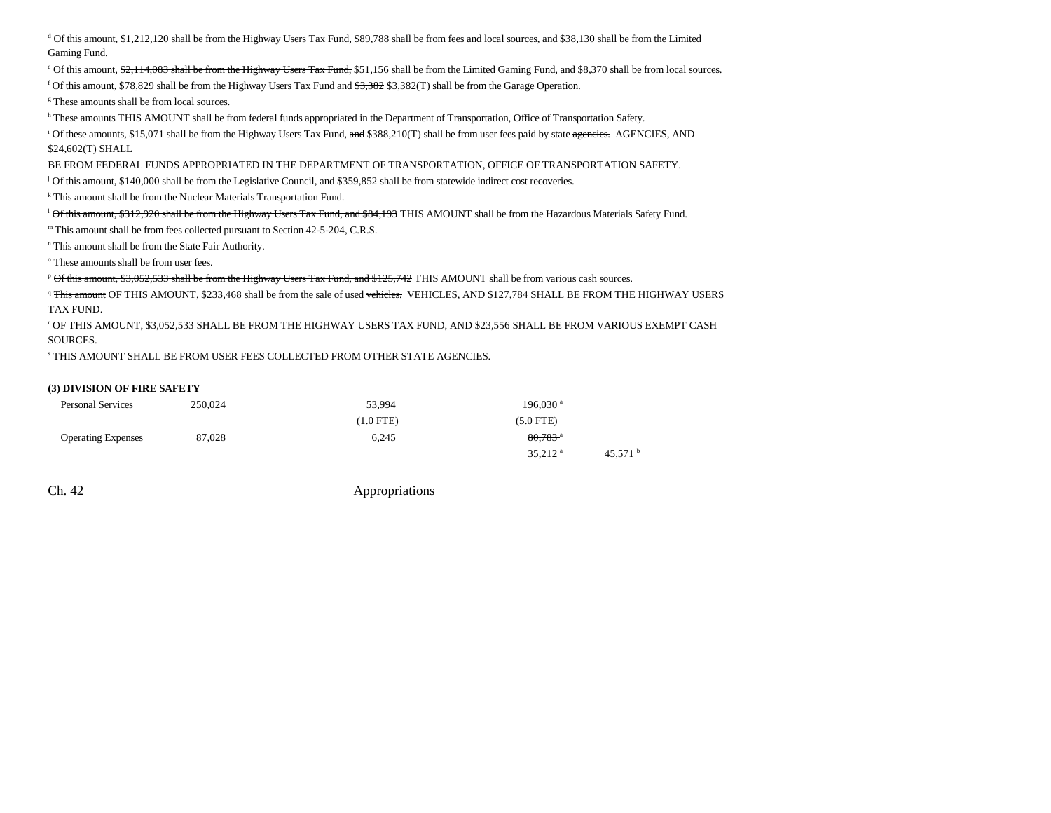[d] Of this amount, ~~$1,212,120 shall be from the Highway Users Tax Fund,~~ $89,788 shall be from fees and local sources, and $38,130 shall be from the Limited Gaming Fund.

[e] Of this amount, ~~$2,114,083 shall be from the Highway Users Tax Fund,~~ $51,156 shall be from the Limited Gaming Fund, and $8,370 shall be from local sources.

[f] Of this amount, $78,829 shall be from the Highway Users Tax Fund and ~~$3,382~~ $3,382(T) shall be from the Garage Operation.

[g] These amounts shall be from local sources.

[h] ~~These amounts~~ THIS AMOUNT shall be from ~~federal~~ funds appropriated in the Department of Transportation, Office of Transportation Safety.

[i] Of these amounts, $15,071 shall be from the Highway Users Tax Fund, ~~and~~ $388,210(T) shall be from user fees paid by state ~~agencies.~~ AGENCIES, AND $24,602(T) SHALL BE FROM FEDERAL FUNDS APPROPRIATED IN THE DEPARTMENT OF TRANSPORTATION, OFFICE OF TRANSPORTATION SAFETY.

[j] Of this amount, $140,000 shall be from the Legislative Council, and $359,852 shall be from statewide indirect cost recoveries.

[k] This amount shall be from the Nuclear Materials Transportation Fund.

[l] ~~Of this amount, $312,920 shall be from the Highway Users Tax Fund, and $84,193~~ THIS AMOUNT shall be from the Hazardous Materials Safety Fund.

[m] This amount shall be from fees collected pursuant to Section 42-5-204, C.R.S.

[n] This amount shall be from the State Fair Authority.

[o] These amounts shall be from user fees.

[p] ~~Of this amount, $3,052,533 shall be from the Highway Users Tax Fund, and $125,742~~ THIS AMOUNT shall be from various cash sources.

[q] ~~This amount~~ OF THIS AMOUNT, $233,468 shall be from the sale of used ~~vehicles.~~ VEHICLES, AND $127,784 SHALL BE FROM THE HIGHWAY USERS TAX FUND.

[r] OF THIS AMOUNT, $3,052,533 SHALL BE FROM THE HIGHWAY USERS TAX FUND, AND $23,556 SHALL BE FROM VARIOUS EXEMPT CASH SOURCES.

[s] THIS AMOUNT SHALL BE FROM USER FEES COLLECTED FROM OTHER STATE AGENCIES.

**(3) DIVISION OF FIRE SAFETY**

| | | | | |
|---|---|---|---|---|
| Personal Services | 250,024 | 53,994 | 196,030 [a] | |
| | | (1.0 FTE) | (5.0 FTE) | |
| Operating Expenses | 87,028 | 6,245 | ~~80,783 [a]~~ | |
| | | | 35,212 [a] | 45,571 [b] |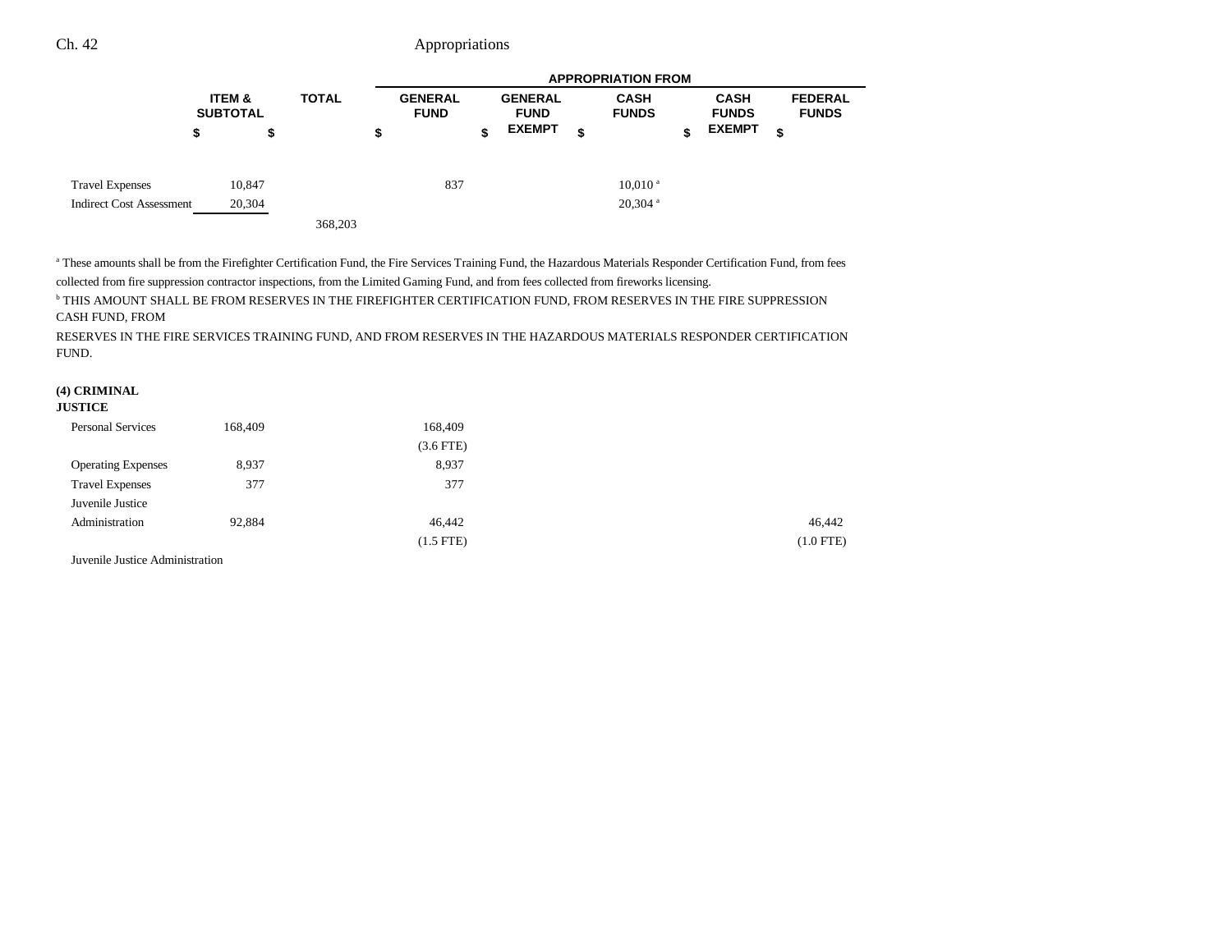| | ITEM & SUBTOTAL | TOTAL | APPROPRIATION FROM | | | | |
|---|---|---|---|---|---|---|---|
| | | | GENERAL FUND | GENERAL FUND EXEMPT | CASH FUNDS | CASH FUNDS EXEMPT | FEDERAL FUNDS |
| | $ | $ | $ | $ | $ | $ | $ |
| Travel Expenses | 10,847 | | 837 | | 10,010[a] | | |
| Indirect Cost Assessment | 20,304 | | | | 20,304[a] | | |
| | | 368,203 | | | | | |

[a] These amounts shall be from the Firefighter Certification Fund, the Fire Services Training Fund, the Hazardous Materials Responder Certification Fund, from fees collected from fire suppression contractor inspections, from the Limited Gaming Fund, and from fees collected from fireworks licensing.

[b] THIS AMOUNT SHALL BE FROM RESERVES IN THE FIREFIGHTER CERTIFICATION FUND, FROM RESERVES IN THE FIRE SUPPRESSION CASH FUND, FROM

RESERVES IN THE FIRE SERVICES TRAINING FUND, AND FROM RESERVES IN THE HAZARDOUS MATERIALS RESPONDER CERTIFICATION FUND.

**(4) CRIMINAL JUSTICE**

| | ITEM & SUBTOTAL | TOTAL | GENERAL FUND | GENERAL FUND EXEMPT | CASH FUNDS | CASH FUNDS EXEMPT | FEDERAL FUNDS |
|---|---|---|---|---|---|---|---|
| Personal Services | 168,409 | | 168,409 | | | | |
| | | | (3.6 FTE) | | | | |
| Operating Expenses | 8,937 | | 8,937 | | | | |
| Travel Expenses | 377 | | 377 | | | | |
| Juvenile Justice Administration | 92,884 | | 46,442 | | | | 46,442 |
| | | | (1.5 FTE) | | | | (1.0 FTE) |
| Juvenile Justice Administration | | | | | | | |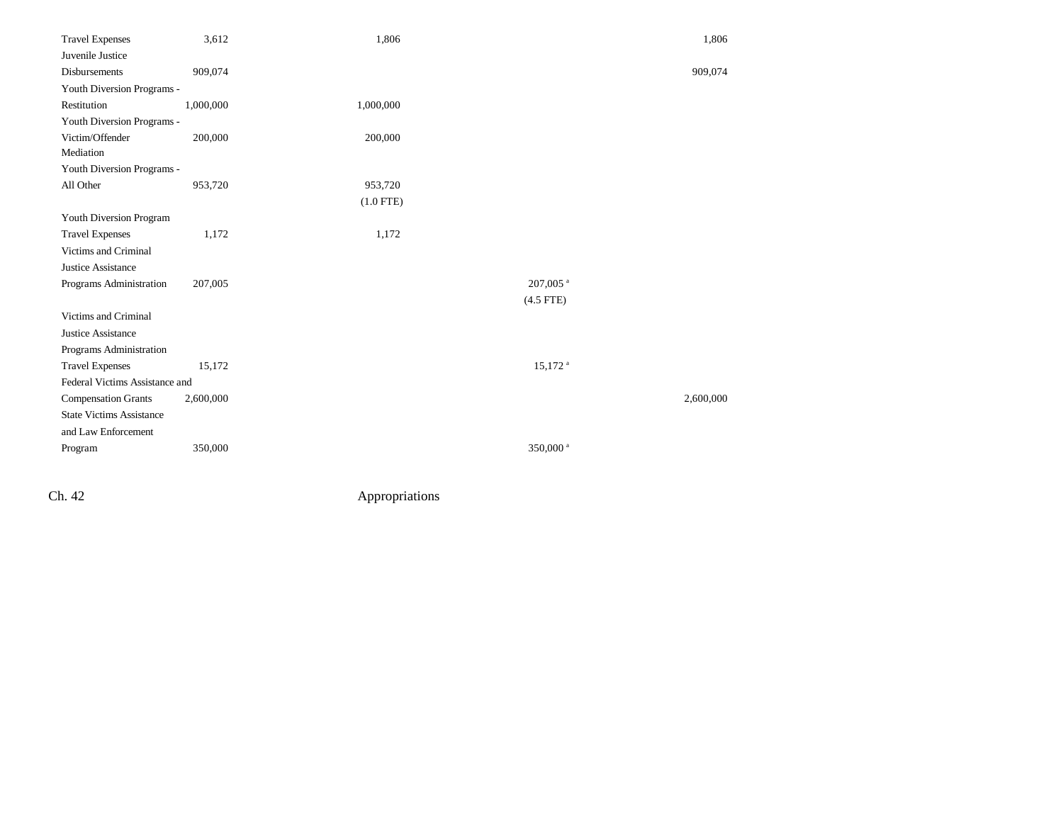| | | | | | |
|---|---|---|---|---|---|
| Travel Expenses | 3,612 | 1,806 | | | 1,806 |
| Juvenile Justice Disbursements | 909,074 | | | | 909,074 |
| Youth Diversion Programs - Restitution | 1,000,000 | 1,000,000 | | | |
| Youth Diversion Programs - Victim/Offender Mediation | 200,000 | 200,000 | | | |
| Youth Diversion Programs - All Other | 953,720 | 953,720<br>(1.0 FTE) | | | |
| Youth Diversion Program Travel Expenses | 1,172 | 1,172 | | | |
| Victims and Criminal Justice Assistance Programs Administration | 207,005 | | | 207,005[a]<br>(4.5 FTE) | |
| Victims and Criminal Justice Assistance Programs Administration Travel Expenses | 15,172 | | | 15,172[a] | |
| Federal Victims Assistance and Compensation Grants | 2,600,000 | | | | 2,600,000 |
| State Victims Assistance and Law Enforcement Program | 350,000 | | | 350,000[a] | |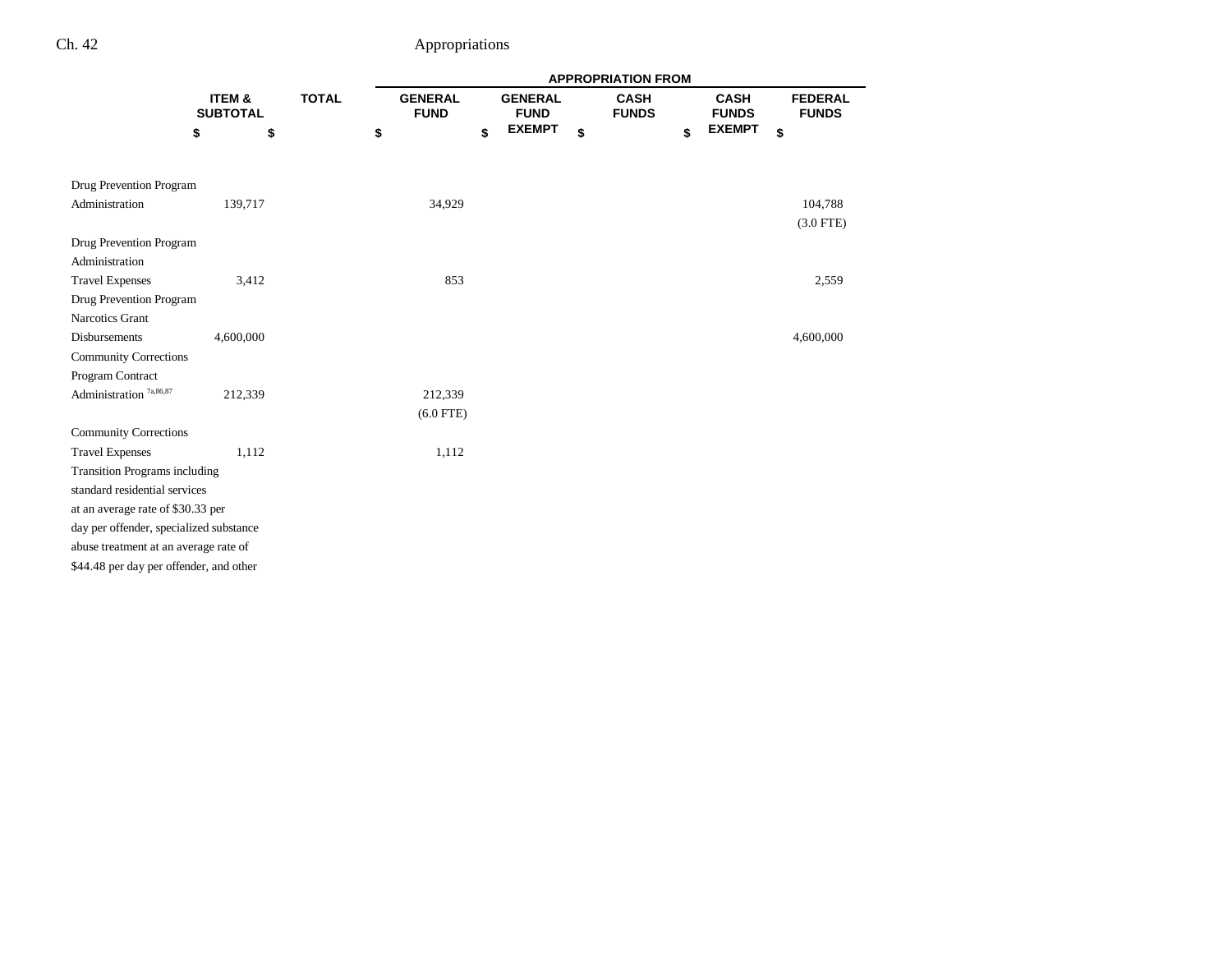| | ITEM & SUBTOTAL | TOTAL | APPROPRIATION FROM GENERAL FUND | GENERAL FUND EXEMPT | CASH FUNDS | CASH FUNDS EXEMPT | FEDERAL FUNDS |
|---|---|---|---|---|---|---|---|
| | $ | $ | $ | $ | $ | $ | $ |
| Drug Prevention Program Administration | 139,717 | | 34,929 | | | | 104,788 (3.0 FTE) |
| Drug Prevention Program Administration Travel Expenses | 3,412 | | 853 | | | | 2,559 |
| Drug Prevention Program Narcotics Grant Disbursements | 4,600,000 | | | | | | 4,600,000 |
| Community Corrections Program Contract Administration [7a,86,87] | 212,339 | | 212,339 (6.0 FTE) | | | | |
| Community Corrections Travel Expenses | 1,112 | | 1,112 | | | | |
| Transition Programs including standard residential services at an average rate of $30.33 per day per offender, specialized substance abuse treatment at an average rate of $44.48 per day per offender, and other | | | | | | | |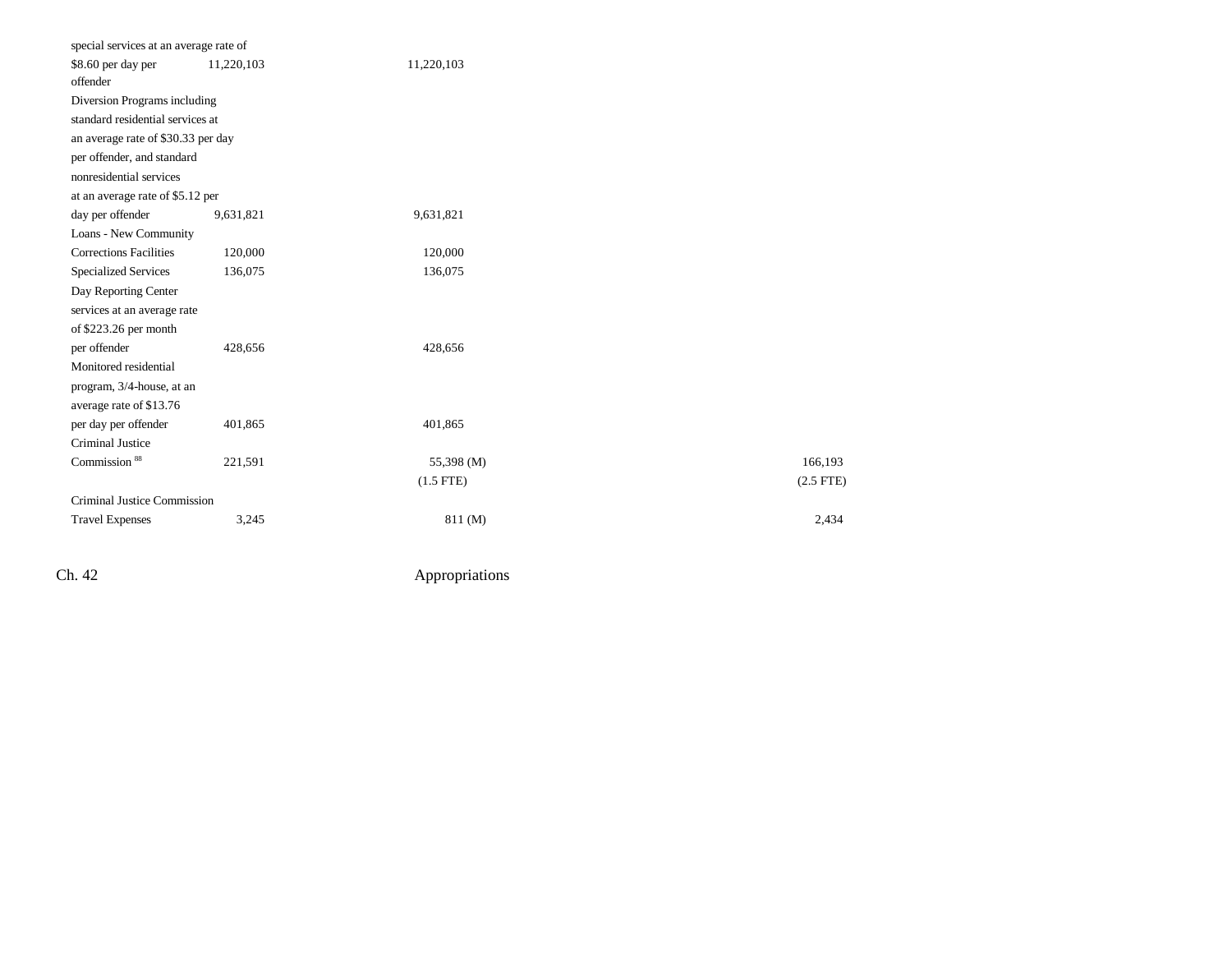| | | | | | |
|---|---|---|---|---|---|
| special services at an average rate of $8.60 per day per offender | 11,220,103 | 11,220,103 | | | |
| Diversion Programs including standard residential services at an average rate of $30.33 per day per offender, and standard nonresidential services at an average rate of $5.12 per day per offender | 9,631,821 | 9,631,821 | | | |
| Loans - New Community Corrections Facilities | 120,000 | 120,000 | | | |
| Specialized Services | 136,075 | 136,075 | | | |
| Day Reporting Center services at an average rate of $223.26 per month per offender | 428,656 | 428,656 | | | |
| Monitored residential program, 3/4-house, at an average rate of $13.76 per day per offender | 401,865 | 401,865 | | | |
| Criminal Justice Commission [88] | 221,591 | 55,398 (M) | | | 166,193 |
| | | (1.5 FTE) | | | (2.5 FTE) |
| Criminal Justice Commission Travel Expenses | 3,245 | 811 (M) | | | 2,434 |

Ch. 42 Appropriations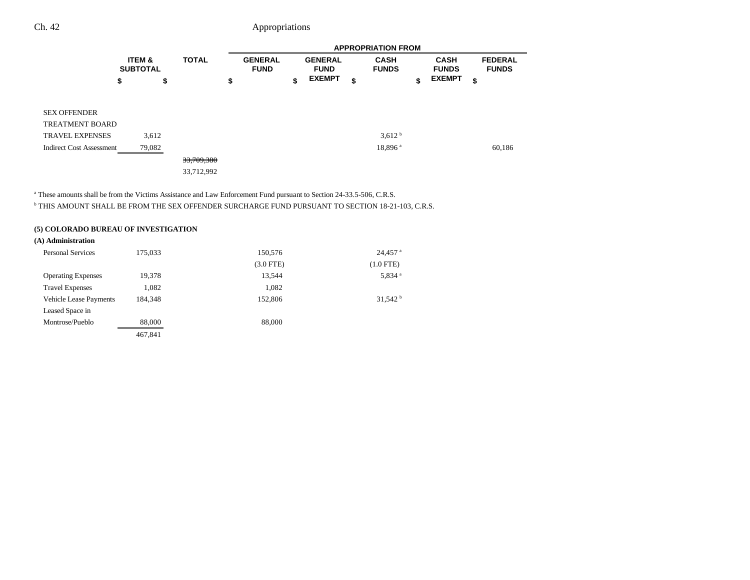| | ITEM & SUBTOTAL | TOTAL | APPROPRIATION FROM | | | | |
|---|---|---|---|---|---|---|---|
| | | | GENERAL FUND | GENERAL FUND EXEMPT | CASH FUNDS | CASH FUNDS EXEMPT | FEDERAL FUNDS |
| | $ | $ | $ | $ | $ | $ | $ |
| SEX OFFENDER TREATMENT BOARD TRAVEL EXPENSES | 3,612 | | | | 3,612[b] | | |
| Indirect Cost Assessment | 79,082 | | | | 18,896[a] | | 60,186 |
| | | ~~33,709,380~~ | | | | | |
| | | 33,712,992 | | | | | |

[a] These amounts shall be from the Victims Assistance and Law Enforcement Fund pursuant to Section 24-33.5-506, C.R.S.

[b] THIS AMOUNT SHALL BE FROM THE SEX OFFENDER SURCHARGE FUND PURSUANT TO SECTION 18-21-103, C.R.S.

**(5) COLORADO BUREAU OF INVESTIGATION**

**(A) Administration**

| | ITEM & SUBTOTAL | TOTAL | GENERAL FUND | GENERAL FUND EXEMPT | CASH FUNDS | CASH FUNDS EXEMPT | FEDERAL FUNDS |
|---|---|---|---|---|---|---|---|
| Personal Services | 175,033 | | 150,576 | | 24,457[a] | | |
| | | | (3.0 FTE) | | (1.0 FTE) | | |
| Operating Expenses | 19,378 | | 13,544 | | 5,834[a] | | |
| Travel Expenses | 1,082 | | 1,082 | | | | |
| Vehicle Lease Payments | 184,348 | | 152,806 | | 31,542[b] | | |
| Leased Space in Montrose/Pueblo | 88,000 | | 88,000 | | | | |
| | 467,841 | | | | | | |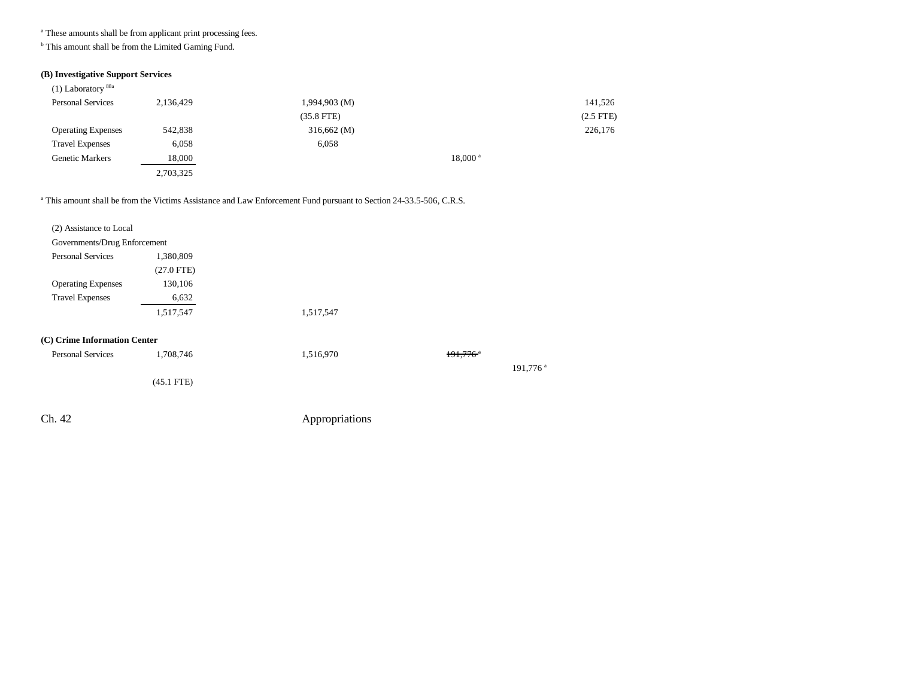[a] These amounts shall be from applicant print processing fees.

[b] This amount shall be from the Limited Gaming Fund.

**(B) Investigative Support Services**

| | | | | | |
|---|---|---|---|---|---|
| (1) Laboratory [88a] | | | | | |
| Personal Services | 2,136,429 | 1,994,903 (M) | | | 141,526 |
| | | (35.8 FTE) | | | (2.5 FTE) |
| Operating Expenses | 542,838 | 316,662 (M) | | | 226,176 |
| Travel Expenses | 6,058 | 6,058 | | | |
| Genetic Markers | 18,000 | | 18,000 [a] | | |
| | 2,703,325 | | | | |

[a] This amount shall be from the Victims Assistance and Law Enforcement Fund pursuant to Section 24-33.5-506, C.R.S.

| | | | | | |
|---|---|---|---|---|---|
| (2) Assistance to Local Governments/Drug Enforcement | | | | | |
| Personal Services | 1,380,809 | | | | |
| | (27.0 FTE) | | | | |
| Operating Expenses | 130,106 | | | | |
| Travel Expenses | 6,632 | | | | |
| | 1,517,547 | 1,517,547 | | | |

**(C) Crime Information Center**

| | | | | | |
|---|---|---|---|---|---|
| Personal Services | 1,708,746 | 1,516,970 | ~~191,776 [a]~~ | | |
| | | | | 191,776 [a] | |
| | (45.1 FTE) | | | | |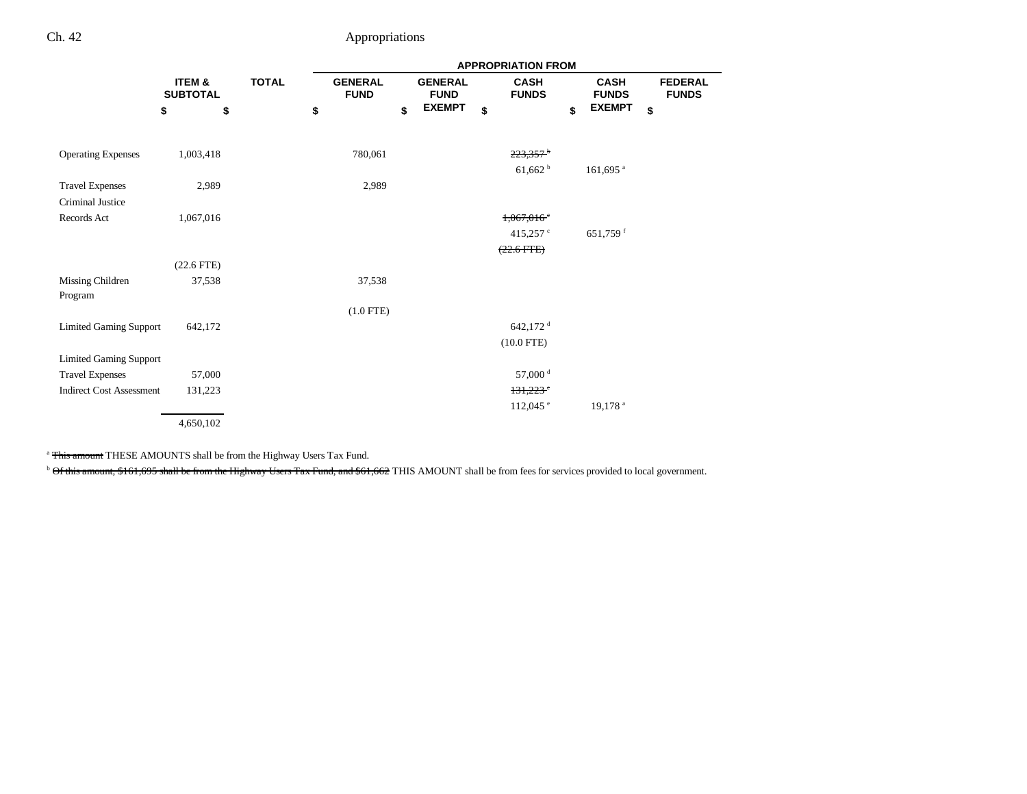| | ITEM & SUBTOTAL | TOTAL | APPROPRIATION FROM GENERAL FUND | GENERAL FUND EXEMPT | CASH FUNDS | CASH FUNDS EXEMPT | FEDERAL FUNDS |
|---|---|---|---|---|---|---|---|
| | $ | $ | $ | $ | $ | $ | $ |
| Operating Expenses | 1,003,418 | | 780,061 | | ~~223,357 [b]~~ | | |
| | | | | | 61,662 [b] | 161,695 [a] | |
| Travel Expenses | 2,989 | | 2,989 | | | | |
| Criminal Justice Records Act | 1,067,016 | | | | ~~1,067,016 [c]~~ | | |
| | | | | | 415,257 [c] | 651,759 [f] | |
| | | | | | ~~(22.6 FTE)~~ | | |
| | (22.6 FTE) | | | | | | |
| Missing Children Program | 37,538 | | 37,538 | | | | |
| | | | (1.0 FTE) | | | | |
| Limited Gaming Support | 642,172 | | | | 642,172 [d] | | |
| | | | | | (10.0 FTE) | | |
| Limited Gaming Support Travel Expenses | 57,000 | | | | 57,000 [d] | | |
| Indirect Cost Assessment | 131,223 | | | | ~~131,223 [e]~~ | | |
| | | | | | 112,045 [e] | 19,178 [a] | |
| | 4,650,102 | | | | | | |

[a] ~~This amount~~ THESE AMOUNTS shall be from the Highway Users Tax Fund.

[b] ~~Of this amount, $161,695 shall be from the Highway Users Tax Fund, and $61,662~~ THIS AMOUNT shall be from fees for services provided to local government.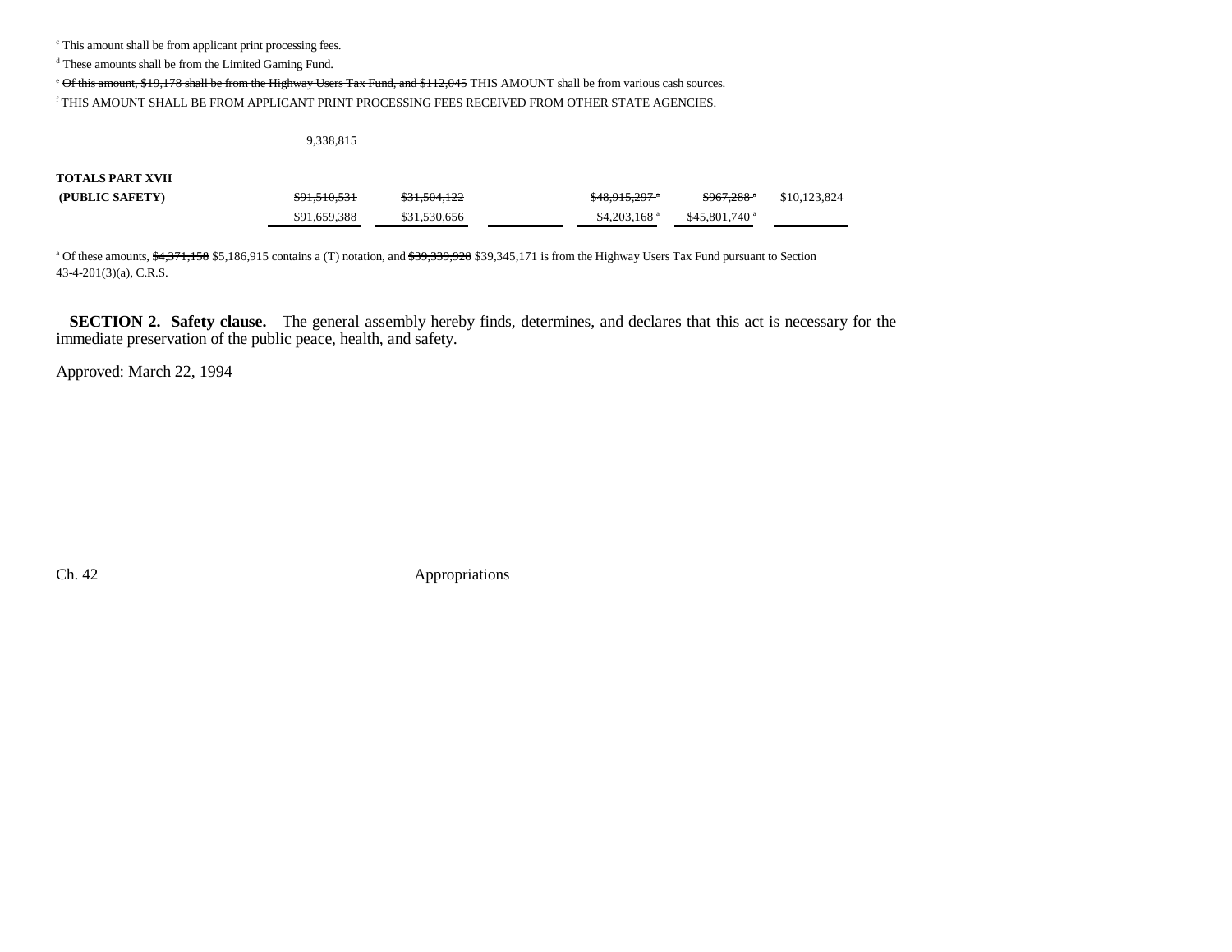[c] This amount shall be from applicant print processing fees.

[d] These amounts shall be from the Limited Gaming Fund.

[e] ~~Of this amount, $19,178 shall be from the Highway Users Tax Fund, and $112,045~~ THIS AMOUNT shall be from various cash sources.

[f] THIS AMOUNT SHALL BE FROM APPLICANT PRINT PROCESSING FEES RECEIVED FROM OTHER STATE AGENCIES.

9,338,815

| | | | | | | |
|---|---|---|---|---|---|---|
| **TOTALS PART XVII** | | | | | | |
| **(PUBLIC SAFETY)** | ~~$91,510,531~~ | ~~$31,504,122~~ | | ~~$48,915,297~~ [a] | ~~$967,288~~ [a] | $10,123,824 |
| | $91,659,388 | $31,530,656 | | $4,203,168 [a] | $45,801,740 [a] | |

[a] Of these amounts, ~~$4,371,158~~ $5,186,915 contains a (T) notation, and ~~$39,339,928~~ $39,345,171 is from the Highway Users Tax Fund pursuant to Section 43-4-201(3)(a), C.R.S.

**SECTION 2. Safety clause.** The general assembly hereby finds, determines, and declares that this act is necessary for the immediate preservation of the public peace, health, and safety.

Approved: March 22, 1994